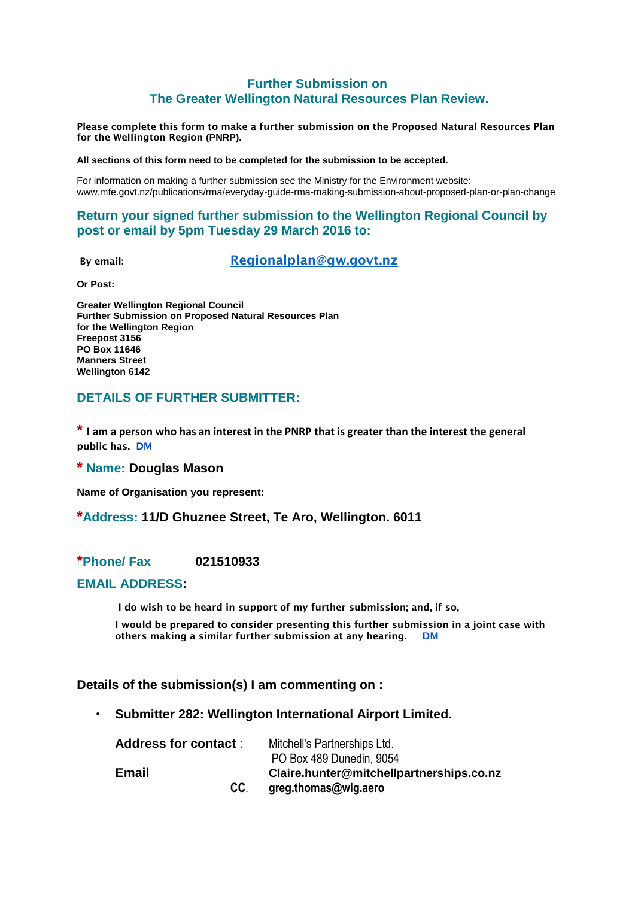## Further Submission on
## The Greater Wellington Natural Resources Plan Review.

**Please complete this form to make a further submission on the Proposed Natural Resources Plan for the Wellington Region (PNRP).**

**All sections of this form need to be completed for the submission to be accepted.**

For information on making a further submission see the Ministry for the Environment website:
www.mfe.govt.nz/publications/rma/everyday-guide-rma-making-submission-about-proposed-plan-or-plan-change

### Return your signed further submission to the Wellington Regional Council by post or email by 5pm Tuesday 29 March 2016 to:

**By email:** **Regionalplan@gw.govt.nz**

**Or Post:**

**Greater Wellington Regional Council**
**Further Submission on Proposed Natural Resources Plan**
**for the Wellington Region**
**Freepost 3156**
**PO Box 11646**
**Manners Street**
**Wellington 6142**

### DETAILS OF FURTHER SUBMITTER:

* **I am a person who has an interest in the PNRP that is greater than the interest the general public has.** DM

* **Name: Douglas Mason**

**Name of Organisation you represent:**

* **Address: 11/D Ghuznee Street, Te Aro, Wellington. 6011**

* **Phone/ Fax** **021510933**

**EMAIL ADDRESS:**

**I do wish to be heard in support of my further submission; and, if so,**

**I would be prepared to consider presenting this further submission in a joint case with others making a similar further submission at any hearing.** DM

### Details of the submission(s) I am commenting on :

- **Submitter 282: Wellington International Airport Limited.**

**Address for contact** : Mitchell's Partnerships Ltd.
PO Box 489 Dunedin, 9054

**Email** **Claire.hunter@mitchellpartnerships.co.nz**

CC. **greg.thomas@wlg.aero**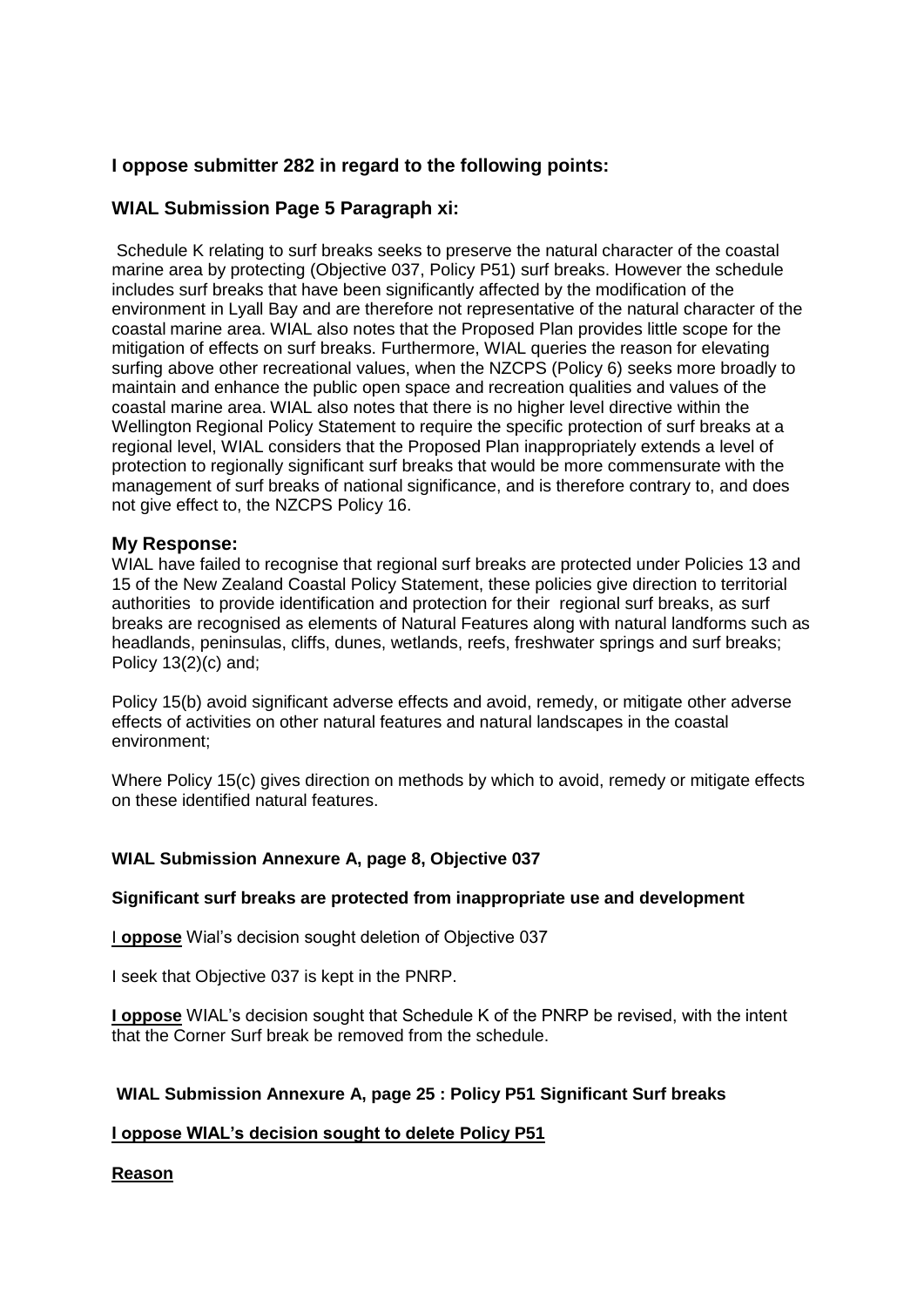## I oppose submitter 282 in regard to the following points:

## WIAL Submission Page 5 Paragraph xi:

Schedule K relating to surf breaks seeks to preserve the natural character of the coastal marine area by protecting (Objective 037, Policy P51) surf breaks. However the schedule includes surf breaks that have been significantly affected by the modification of the environment in Lyall Bay and are therefore not representative of the natural character of the coastal marine area. WIAL also notes that the Proposed Plan provides little scope for the mitigation of effects on surf breaks. Furthermore, WIAL queries the reason for elevating surfing above other recreational values, when the NZCPS (Policy 6) seeks more broadly to maintain and enhance the public open space and recreation qualities and values of the coastal marine area. WIAL also notes that there is no higher level directive within the Wellington Regional Policy Statement to require the specific protection of surf breaks at a regional level, WIAL considers that the Proposed Plan inappropriately extends a level of protection to regionally significant surf breaks that would be more commensurate with the management of surf breaks of national significance, and is therefore contrary to, and does not give effect to, the NZCPS Policy 16.

### My Response:

WIAL have failed to recognise that regional surf breaks are protected under Policies 13 and 15 of the New Zealand Coastal Policy Statement, these policies give direction to territorial authorities to provide identification and protection for their regional surf breaks, as surf breaks are recognised as elements of Natural Features along with natural landforms such as headlands, peninsulas, cliffs, dunes, wetlands, reefs, freshwater springs and surf breaks; Policy 13(2)(c) and;

Policy 15(b) avoid significant adverse effects and avoid, remedy, or mitigate other adverse effects of activities on other natural features and natural landscapes in the coastal environment;

Where Policy 15(c) gives direction on methods by which to avoid, remedy or mitigate effects on these identified natural features.

**WIAL Submission Annexure A, page 8, Objective 037**

**Significant surf breaks are protected from inappropriate use and development**

I **oppose** Wial's decision sought deletion of Objective 037

I seek that Objective 037 is kept in the PNRP.

**I oppose** WIAL's decision sought that Schedule K of the PNRP be revised, with the intent that the Corner Surf break be removed from the schedule.

**WIAL Submission Annexure A, page 25 : Policy P51 Significant Surf breaks**

**I oppose WIAL's decision sought to delete Policy P51**

**Reason**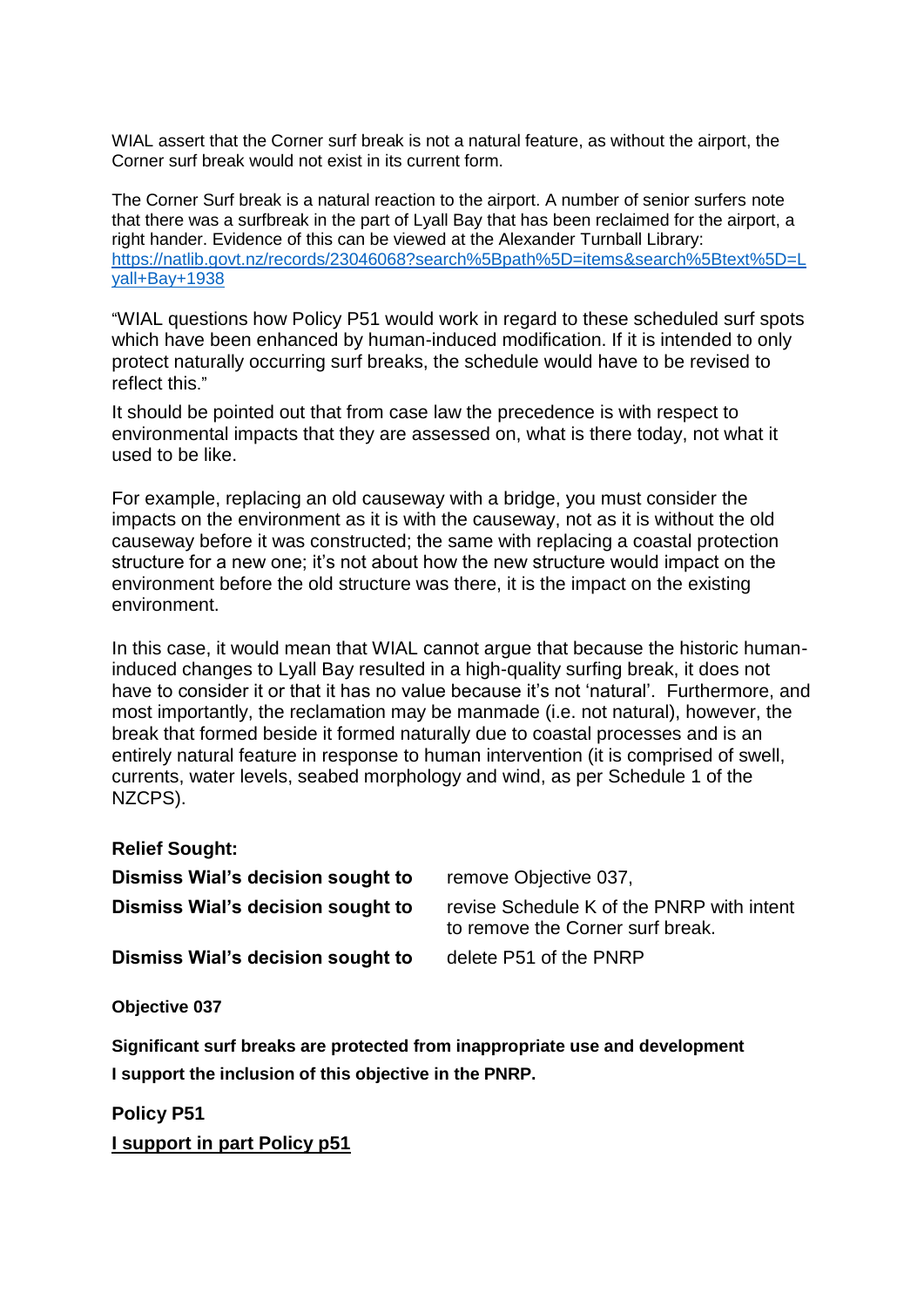WIAL assert that the Corner surf break is not a natural feature, as without the airport, the Corner surf break would not exist in its current form.

The Corner Surf break is a natural reaction to the airport. A number of senior surfers note that there was a surfbreak in the part of Lyall Bay that has been reclaimed for the airport, a right hander. Evidence of this can be viewed at the Alexander Turnball Library: [https://natlib.govt.nz/records/23046068?search%5Bpath%5D=items&search%5Btext%5D=Lyall+Bay+1938](https://natlib.govt.nz/records/23046068?search%5Bpath%5D=items&search%5Btext%5D=Lyall+Bay+1938)

"WIAL questions how Policy P51 would work in regard to these scheduled surf spots which have been enhanced by human-induced modification. If it is intended to only protect naturally occurring surf breaks, the schedule would have to be revised to reflect this."

It should be pointed out that from case law the precedence is with respect to environmental impacts that they are assessed on, what is there today, not what it used to be like.

For example, replacing an old causeway with a bridge, you must consider the impacts on the environment as it is with the causeway, not as it is without the old causeway before it was constructed; the same with replacing a coastal protection structure for a new one; it's not about how the new structure would impact on the environment before the old structure was there, it is the impact on the existing environment.

In this case, it would mean that WIAL cannot argue that because the historic human-induced changes to Lyall Bay resulted in a high-quality surfing break, it does not have to consider it or that it has no value because it's not 'natural'. Furthermore, and most importantly, the reclamation may be manmade (i.e. not natural), however, the break that formed beside it formed naturally due to coastal processes and is an entirely natural feature in response to human intervention (it is comprised of swell, currents, water levels, seabed morphology and wind, as per Schedule 1 of the NZCPS).

**Relief Sought:**

| | |
|---|---|
| **Dismiss Wial's decision sought to** | remove Objective 037, |
| **Dismiss Wial's decision sought to** | revise Schedule K of the PNRP with intent to remove the Corner surf break. |
| **Dismiss Wial's decision sought to** | delete P51 of the PNRP |

**Objective 037**

**Significant surf breaks are protected from inappropriate use and development**

**I support the inclusion of this objective in the PNRP.**

**Policy P51**

**I support in part Policy p51**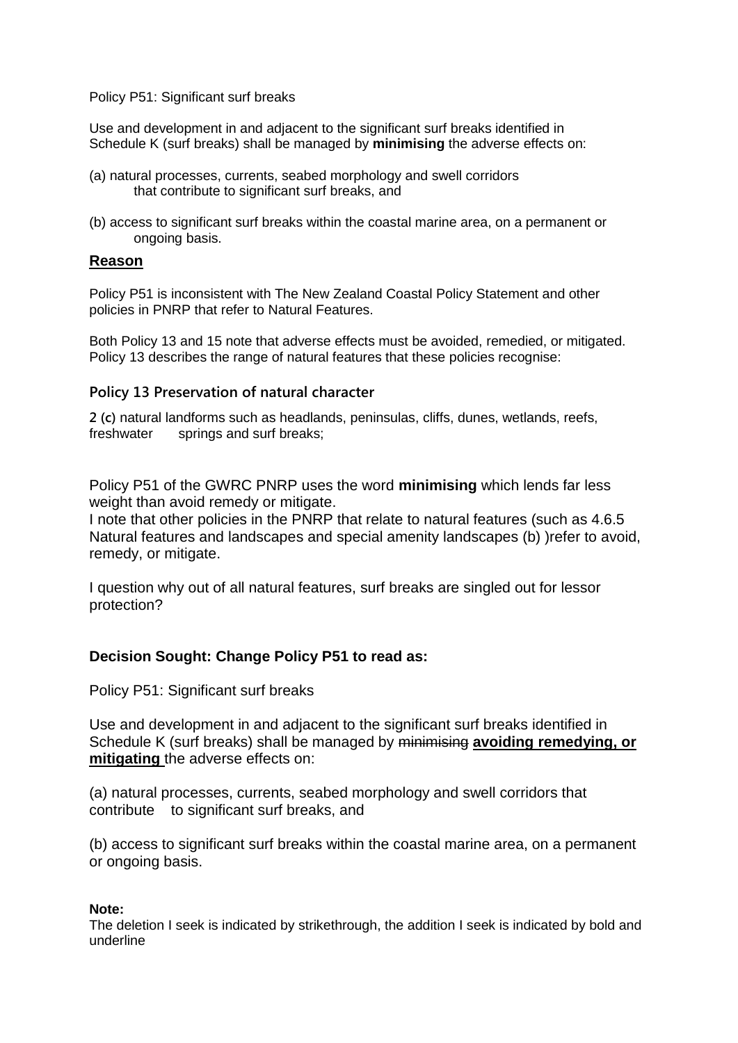Policy P51: Significant surf breaks

Use and development in and adjacent to the significant surf breaks identified in Schedule K (surf breaks) shall be managed by **minimising** the adverse effects on:

(a) natural processes, currents, seabed morphology and swell corridors that contribute to significant surf breaks, and

(b) access to significant surf breaks within the coastal marine area, on a permanent or ongoing basis.

## Reason

Policy P51 is inconsistent with The New Zealand Coastal Policy Statement and other policies in PNRP that refer to Natural Features.

Both Policy 13 and 15 note that adverse effects must be avoided, remedied, or mitigated. Policy 13 describes the range of natural features that these policies recognise:

### Policy 13 Preservation of natural character

2 (c) natural landforms such as headlands, peninsulas, cliffs, dunes, wetlands, reefs, freshwater springs and surf breaks;

Policy P51 of the GWRC PNRP uses the word **minimising** which lends far less weight than avoid remedy or mitigate.
I note that other policies in the PNRP that relate to natural features (such as 4.6.5 Natural features and landscapes and special amenity landscapes (b) )refer to avoid, remedy, or mitigate.

I question why out of all natural features, surf breaks are singled out for lessor protection?

### Decision Sought: Change Policy P51 to read as:

Policy P51: Significant surf breaks

Use and development in and adjacent to the significant surf breaks identified in Schedule K (surf breaks) shall be managed by ~~minimising~~ **avoiding remedying, or mitigating** the adverse effects on:

(a) natural processes, currents, seabed morphology and swell corridors that contribute to significant surf breaks, and

(b) access to significant surf breaks within the coastal marine area, on a permanent or ongoing basis.

**Note:**
The deletion I seek is indicated by strikethrough, the addition I seek is indicated by bold and underline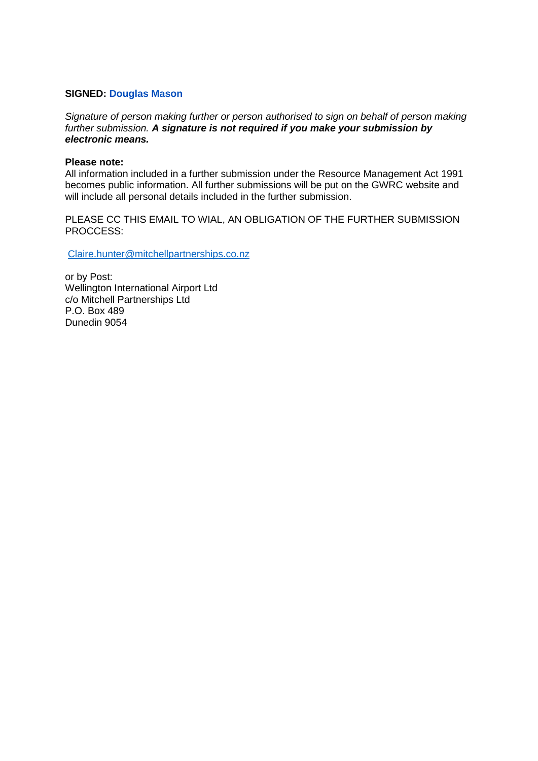**SIGNED:** **Douglas Mason**

*Signature of person making further or person authorised to sign on behalf of person making further submission.* ***A signature is not required if you make your submission by electronic means.***

**Please note:**
All information included in a further submission under the Resource Management Act 1991 becomes public information. All further submissions will be put on the GWRC website and will include all personal details included in the further submission.

PLEASE CC THIS EMAIL TO WIAL, AN OBLIGATION OF THE FURTHER SUBMISSION PROCCESS:

Claire.hunter@mitchellpartnerships.co.nz

or by Post:
Wellington International Airport Ltd
c/o Mitchell Partnerships Ltd
P.O. Box 489
Dunedin 9054